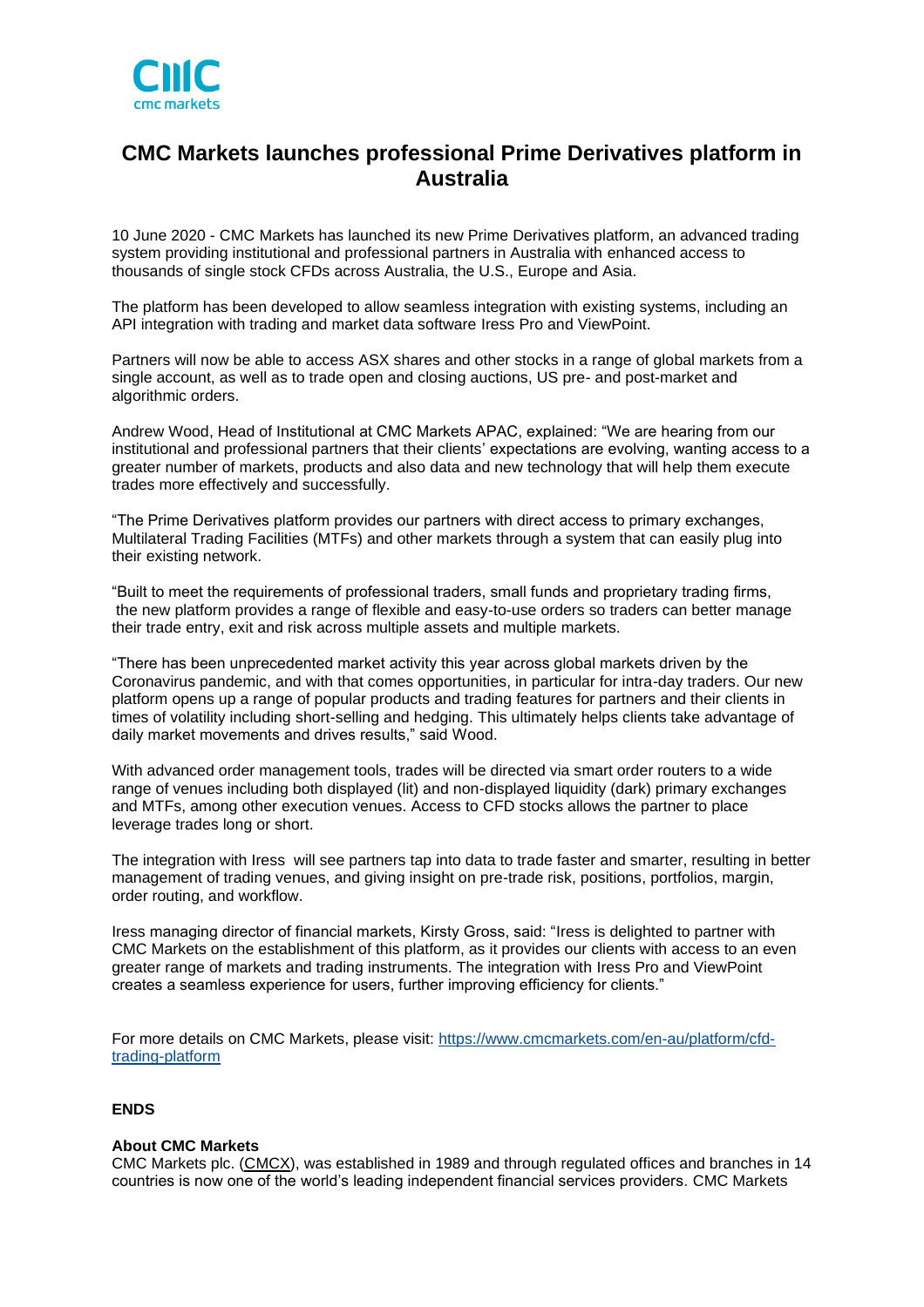# CMC Markets launches professional Prime Derivatives platform in Australia

10 June 2020 - CMC Markets has launched its new Prime Derivatives platform, an advanced trading system providing institutional and professional partners in Australia with enhanced access to thousands of single stock CFDs across Australia, the U.S., Europe and Asia.

The platform has been developed to allow seamless integration with existing systems, including an API integration with trading and market data software Iress Pro and ViewPoint.

Partners will now be able to access ASX shares and other stocks in a range of global markets from a single account, as well as to trade open and closing auctions, US pre- and post-market and algorithmic orders.

Andrew Wood, Head of Institutional at CMC Markets APAC, explained: "We are hearing from our institutional and professional partners that their clients' expectations are evolving, wanting access to a greater number of markets, products and also data and new technology that will help them execute trades more effectively and successfully.

"The Prime Derivatives platform provides our partners with direct access to primary exchanges, Multilateral Trading Facilities (MTFs) and other markets through a system that can easily plug into their existing network.

"Built to meet the requirements of professional traders, small funds and proprietary trading firms, the new platform provides a range of flexible and easy-to-use orders so traders can better manage their trade entry, exit and risk across multiple assets and multiple markets.

"There has been unprecedented market activity this year across global markets driven by the Coronavirus pandemic, and with that comes opportunities, in particular for intra-day traders. Our new platform opens up a range of popular products and trading features for partners and their clients in times of volatility including short-selling and hedging. This ultimately helps clients take advantage of daily market movements and drives results," said Wood.

With advanced order management tools, trades will be directed via smart order routers to a wide range of venues including both displayed (lit) and non-displayed liquidity (dark) primary exchanges and MTFs, among other execution venues. Access to CFD stocks allows the partner to place leverage trades long or short.

The integration with Iress will see partners tap into data to trade faster and smarter, resulting in better management of trading venues, and giving insight on pre-trade risk, positions, portfolios, margin, order routing, and workflow.

Iress managing director of financial markets, Kirsty Gross, said: "Iress is delighted to partner with CMC Markets on the establishment of this platform, as it provides our clients with access to an even greater range of markets and trading instruments. The integration with Iress Pro and ViewPoint creates a seamless experience for users, further improving efficiency for clients."

For more details on CMC Markets, please visit: [https://www.cmcmarkets.com/en-au/platform/cfd-trading-platform](https://www.cmcmarkets.com/en-au/platform/cfd-trading-platform)

**ENDS**

**About CMC Markets**
CMC Markets plc. (CMCX), was established in 1989 and through regulated offices and branches in 14 countries is now one of the world's leading independent financial services providers. CMC Markets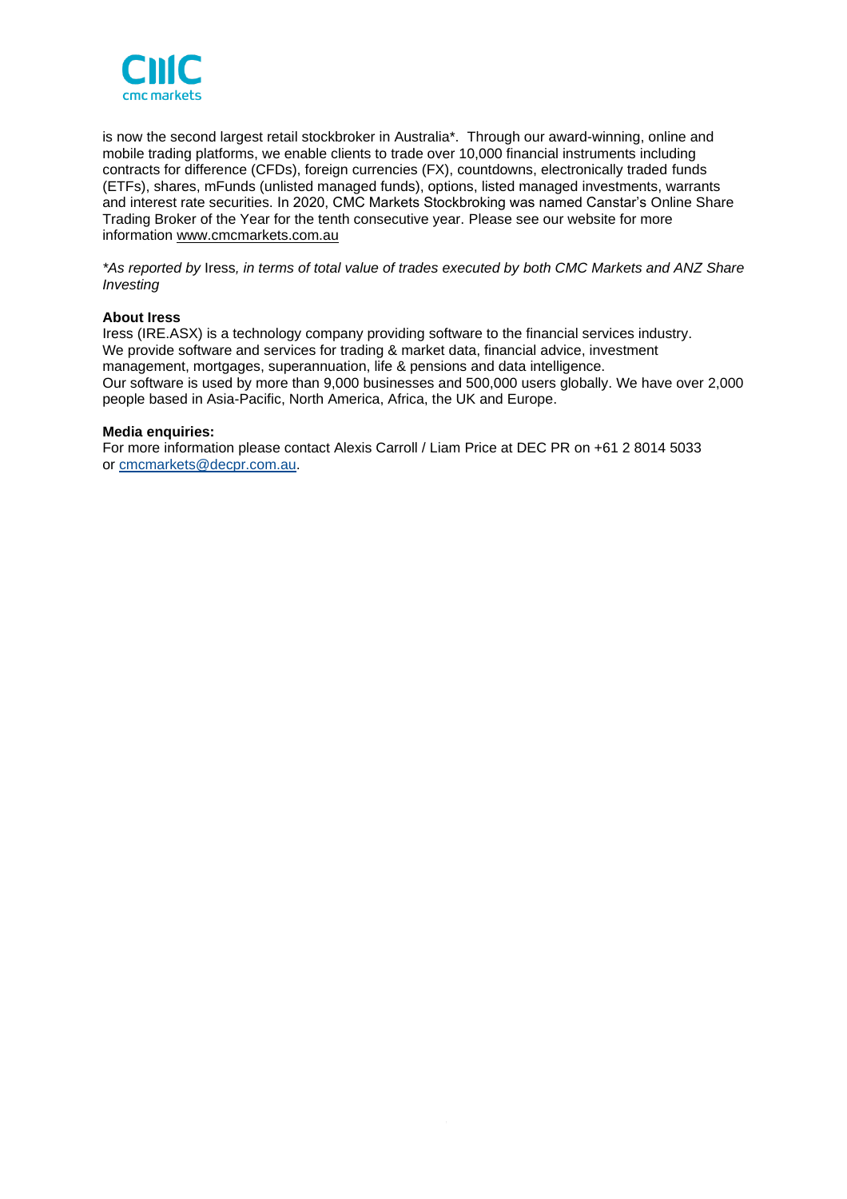is now the second largest retail stockbroker in Australia*. Through our award-winning, online and mobile trading platforms, we enable clients to trade over 10,000 financial instruments including contracts for difference (CFDs), foreign currencies (FX), countdowns, electronically traded funds (ETFs), shares, mFunds (unlisted managed funds), options, listed managed investments, warrants and interest rate securities. In 2020, CMC Markets Stockbroking was named Canstar's Online Share Trading Broker of the Year for the tenth consecutive year. Please see our website for more information www.cmcmarkets.com.au

*\*As reported by* Iress*, in terms of total value of trades executed by both CMC Markets and ANZ Share Investing*

**About Iress**
Iress (IRE.ASX) is a technology company providing software to the financial services industry. We provide software and services for trading & market data, financial advice, investment management, mortgages, superannuation, life & pensions and data intelligence.
Our software is used by more than 9,000 businesses and 500,000 users globally. We have over 2,000 people based in Asia-Pacific, North America, Africa, the UK and Europe.

**Media enquiries:**
For more information please contact Alexis Carroll / Liam Price at DEC PR on +61 2 8014 5033 or cmcmarkets@decpr.com.au.